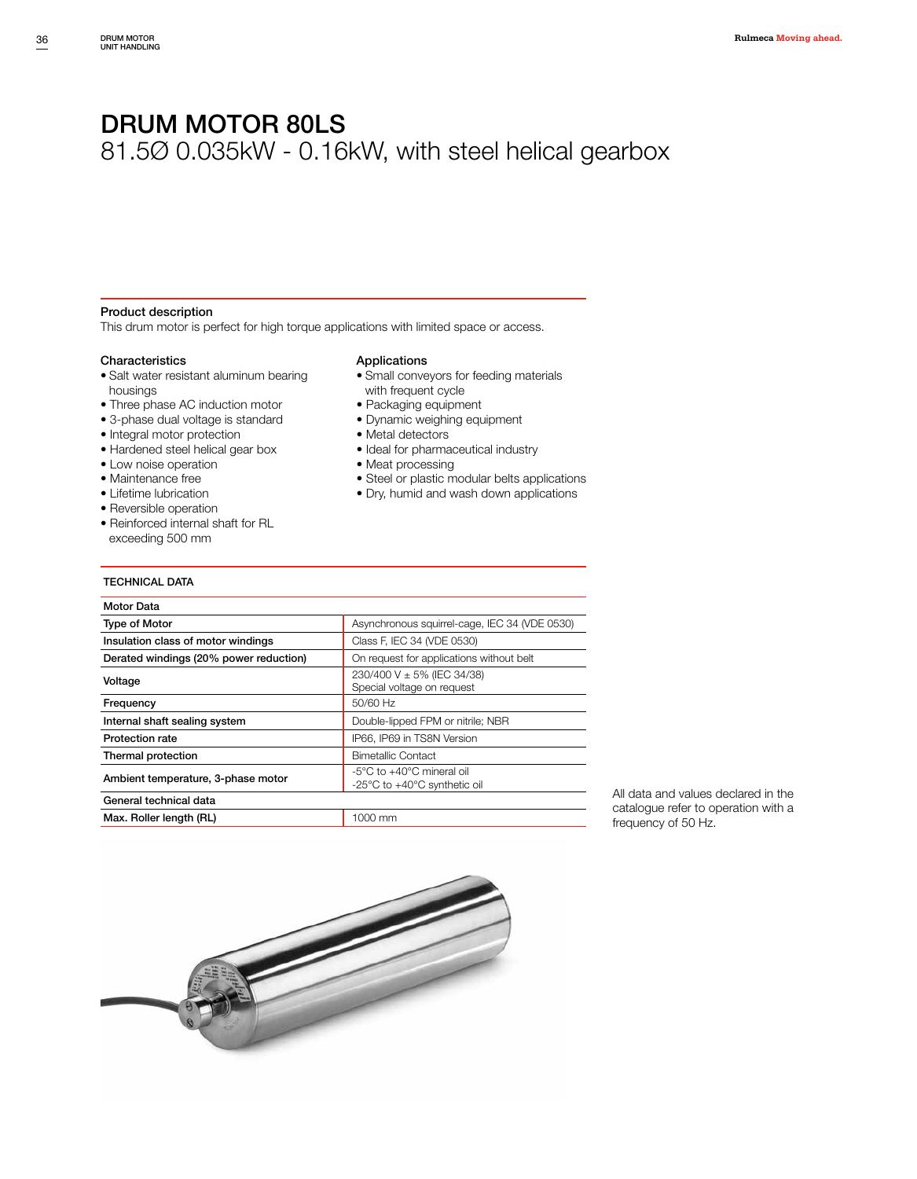# DRUM MOTOR 80LS

## 81.5Ø 0.035kW - 0.16kW, with steel helical gearbox

### Product description

This drum motor is perfect for high torque applications with limited space or access.

### Characteristics

- Salt water resistant aluminum bearing housings
- Three phase AC induction motor
- 3-phase dual voltage is standard
- Integral motor protection
- Hardened steel helical gear box
- Low noise operation
- Maintenance free
- Lifetime lubrication
- Reversible operation
- Reinforced internal shaft for RL exceeding 500 mm

### Applications

- Small conveyors for feeding materials with frequent cycle
- Packaging equipment
- Dynamic weighing equipment
- Metal detectors
- Ideal for pharmaceutical industry
- Meat processing
- Steel or plastic modular belts applications
- Dry, humid and wash down applications

### TECHNICAL DATA

| Motor Data | |
|---|---|
| Type of Motor | Asynchronous squirrel-cage, IEC 34 (VDE 0530) |
| Insulation class of motor windings | Class F, IEC 34 (VDE 0530) |
| Derated windings (20% power reduction) | On request for applications without belt |
| Voltage | 230/400 V ± 5% (IEC 34/38)<br>Special voltage on request |
| Frequency | 50/60 Hz |
| Internal shaft sealing system | Double-lipped FPM or nitrile; NBR |
| Protection rate | IP66, IP69 in TS8N Version |
| Thermal protection | Bimetallic Contact |
| Ambient temperature, 3-phase motor | -5°C to +40°C mineral oil<br>-25°C to +40°C synthetic oil |
| **General technical data** | |
| Max. Roller length (RL) | 1000 mm |

All data and values declared in the catalogue refer to operation with a frequency of 50 Hz.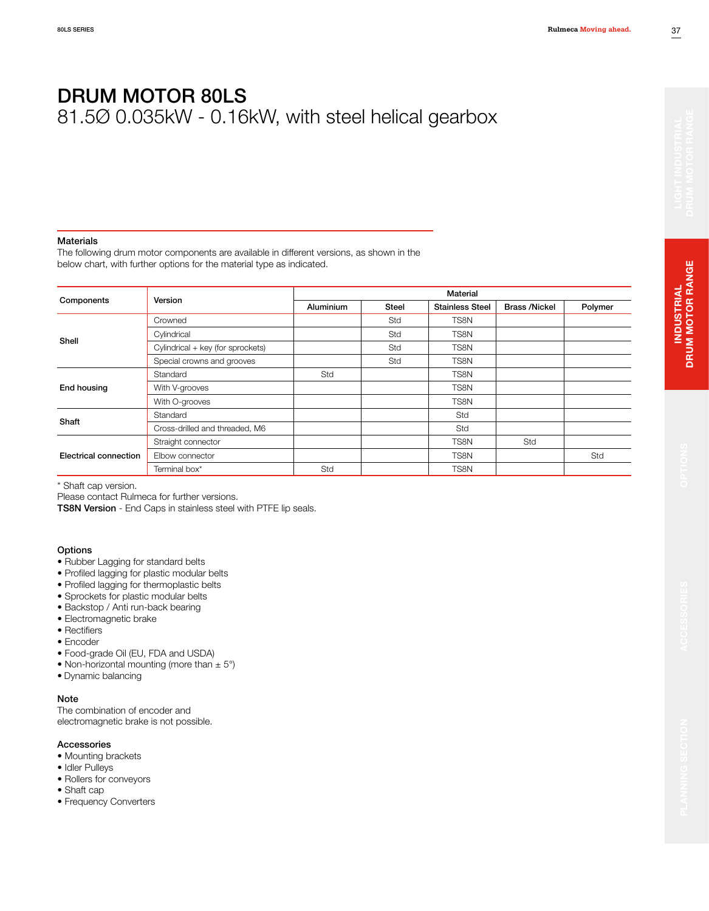# DRUM MOTOR 80LS

81.5Ø 0.035kW - 0.16kW, with steel helical gearbox

### Materials

The following drum motor components are available in different versions, as shown in the below chart, with further options for the material type as indicated.

| Components | Version | Material | | | | |
|---|---|---|---|---|---|---|
| | | Aluminium | Steel | Stainless Steel | Brass /Nickel | Polymer |
| Shell | Crowned | | Std | TS8N | | |
| | Cylindrical | | Std | TS8N | | |
| | Cylindrical + key (for sprockets) | | Std | TS8N | | |
| | Special crowns and grooves | | Std | TS8N | | |
| End housing | Standard | Std | | TS8N | | |
| | With V-grooves | | | TS8N | | |
| | With O-grooves | | | TS8N | | |
| Shaft | Standard | | | Std | | |
| | Cross-drilled and threaded, M6 | | | Std | | |
| Electrical connection | Straight connector | | | TS8N | Std | |
| | Elbow connector | | | TS8N | | Std |
| | Terminal box* | Std | | TS8N | | |

* Shaft cap version.
Please contact Rulmeca for further versions.
**TS8N Version** - End Caps in stainless steel with PTFE lip seals.

### Options

- Rubber Lagging for standard belts
- Profiled lagging for plastic modular belts
- Profiled lagging for thermoplastic belts
- Sprockets for plastic modular belts
- Backstop / Anti run-back bearing
- Electromagnetic brake
- Rectifiers
- Encoder
- Food-grade Oil (EU, FDA and USDA)
- Non-horizontal mounting (more than ± 5°)
- Dynamic balancing

### Note

The combination of encoder and electromagnetic brake is not possible.

### Accessories

- Mounting brackets
- Idler Pulleys
- Rollers for conveyors
- Shaft cap
- Frequency Converters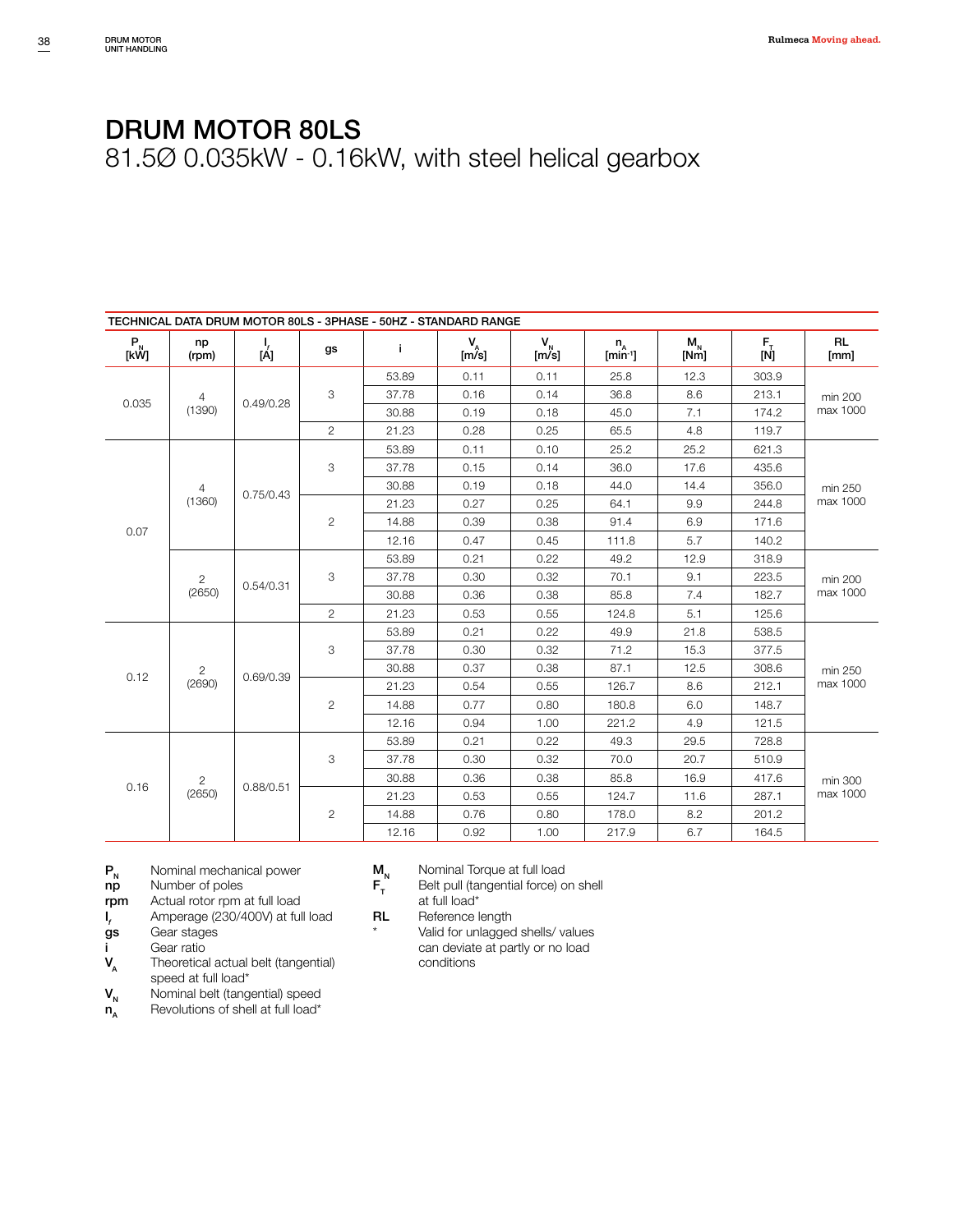# DRUM MOTOR 80LS

81.5Ø 0.035kW - 0.16kW, with steel helical gearbox

**TECHNICAL DATA DRUM MOTOR 80LS - 3PHASE - 50HZ - STANDARD RANGE**

| $P_N$ [kW] | np (rpm) | $I_f$ [A] | gs | i | $V_A$ [m/s] | $V_N$ [m/s] | $n_A$ [min⁻¹] | $M_N$ [Nm] | $F_T$ [N] | RL [mm] |
|---|---|---|---|---|---|---|---|---|---|---|
| 0.035 | 4 (1390) | 0.49/0.28 | 3 | 53.89 | 0.11 | 0.11 | 25.8 | 12.3 | 303.9 | min 200 max 1000 |
| | | | | 37.78 | 0.16 | 0.14 | 36.8 | 8.6 | 213.1 | |
| | | | | 30.88 | 0.19 | 0.18 | 45.0 | 7.1 | 174.2 | |
| | | | 2 | 21.23 | 0.28 | 0.25 | 65.5 | 4.8 | 119.7 | |
| 0.07 | 4 (1360) | 0.75/0.43 | 3 | 53.89 | 0.11 | 0.10 | 25.2 | 25.2 | 621.3 | min 250 max 1000 |
| | | | | 37.78 | 0.15 | 0.14 | 36.0 | 17.6 | 435.6 | |
| | | | | 30.88 | 0.19 | 0.18 | 44.0 | 14.4 | 356.0 | |
| | | | 2 | 21.23 | 0.27 | 0.25 | 64.1 | 9.9 | 244.8 | |
| | | | | 14.88 | 0.39 | 0.38 | 91.4 | 6.9 | 171.6 | |
| | | | | 12.16 | 0.47 | 0.45 | 111.8 | 5.7 | 140.2 | |
| | 2 (2650) | 0.54/0.31 | 3 | 53.89 | 0.21 | 0.22 | 49.2 | 12.9 | 318.9 | min 200 max 1000 |
| | | | | 37.78 | 0.30 | 0.32 | 70.1 | 9.1 | 223.5 | |
| | | | | 30.88 | 0.36 | 0.38 | 85.8 | 7.4 | 182.7 | |
| | | | 2 | 21.23 | 0.53 | 0.55 | 124.8 | 5.1 | 125.6 | |
| 0.12 | 2 (2690) | 0.69/0.39 | 3 | 53.89 | 0.21 | 0.22 | 49.9 | 21.8 | 538.5 | min 250 max 1000 |
| | | | | 37.78 | 0.30 | 0.32 | 71.2 | 15.3 | 377.5 | |
| | | | | 30.88 | 0.37 | 0.38 | 87.1 | 12.5 | 308.6 | |
| | | | 2 | 21.23 | 0.54 | 0.55 | 126.7 | 8.6 | 212.1 | |
| | | | | 14.88 | 0.77 | 0.80 | 180.8 | 6.0 | 148.7 | |
| | | | | 12.16 | 0.94 | 1.00 | 221.2 | 4.9 | 121.5 | |
| 0.16 | 2 (2650) | 0.88/0.51 | 3 | 53.89 | 0.21 | 0.22 | 49.3 | 29.5 | 728.8 | min 300 max 1000 |
| | | | | 37.78 | 0.30 | 0.32 | 70.0 | 20.7 | 510.9 | |
| | | | | 30.88 | 0.36 | 0.38 | 85.8 | 16.9 | 417.6 | |
| | | | 2 | 21.23 | 0.53 | 0.55 | 124.7 | 11.6 | 287.1 | |
| | | | | 14.88 | 0.76 | 0.80 | 178.0 | 8.2 | 201.2 | |
| | | | | 12.16 | 0.92 | 1.00 | 217.9 | 6.7 | 164.5 | |

- **$P_N$** Nominal mechanical power
- **np** Number of poles
- **rpm** Actual rotor rpm at full load
- **$I_f$** Amperage (230/400V) at full load
- **gs** Gear stages
- **i** Gear ratio
- **$V_A$** Theoretical actual belt (tangential) speed at full load*
- **$V_N$** Nominal belt (tangential) speed
- **$n_A$** Revolutions of shell at full load*
- **$M_N$** Nominal Torque at full load
- **$F_T$** Belt pull (tangential force) on shell at full load*
- **RL** Reference length
- \* Valid for unlagged shells/ values can deviate at partly or no load conditions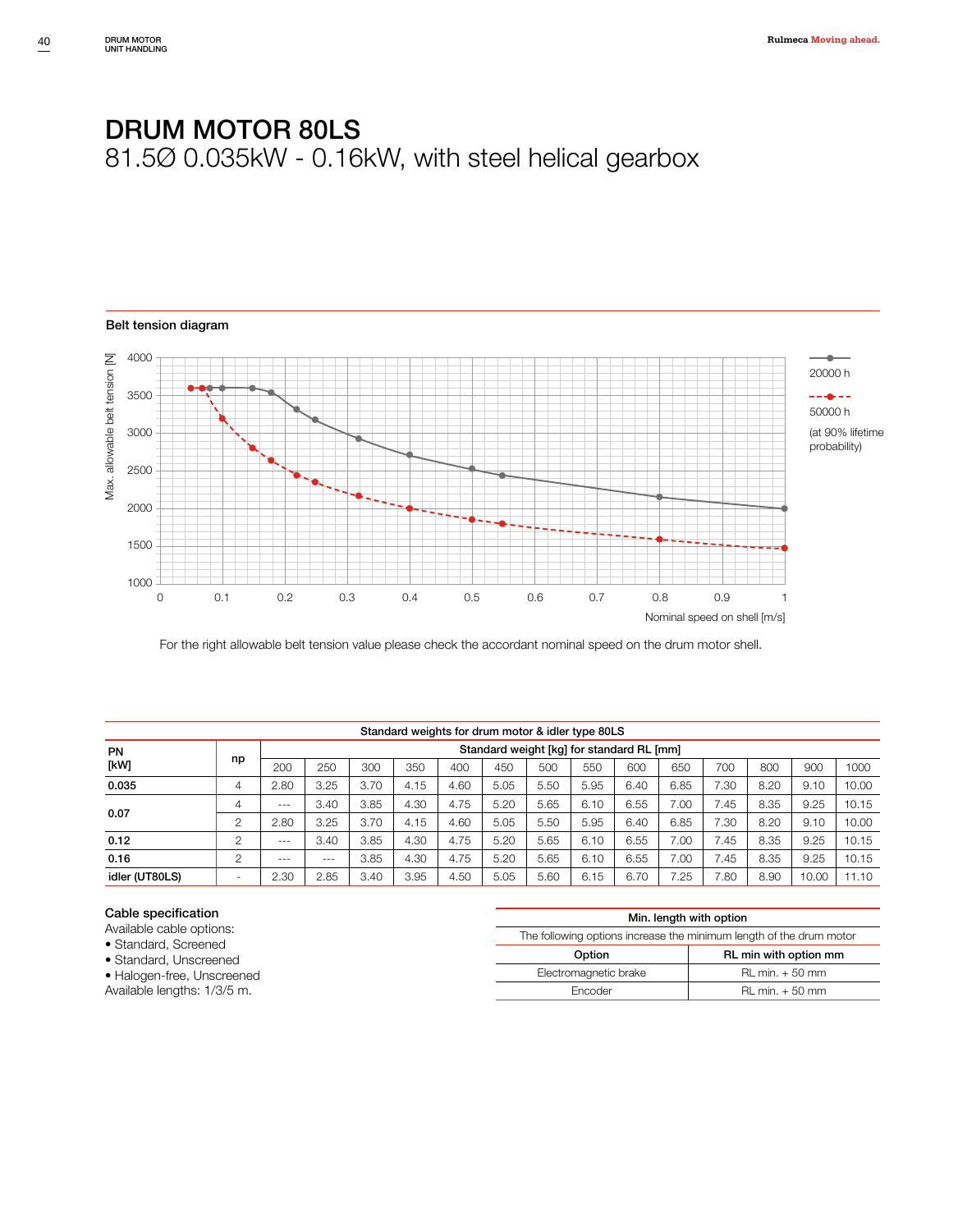# DRUM MOTOR 80LS

81.5Ø 0.035kW - 0.16kW, with steel helical gearbox

## Belt tension diagram

For the right allowable belt tension value please check the accordant nominal speed on the drum motor shell.

| Standard weights for drum motor & idler type 80LS | | | | | | | | | | | | | | | |
|---|---|---|---|---|---|---|---|---|---|---|---|---|---|---|---|
| PN [kW] | np | Standard weight [kg] for standard RL [mm] | | | | | | | | | | | | | |
| | | 200 | 250 | 300 | 350 | 400 | 450 | 500 | 550 | 600 | 650 | 700 | 800 | 900 | 1000 |
| **0.035** | 4 | 2.80 | 3.25 | 3.70 | 4.15 | 4.60 | 5.05 | 5.50 | 5.95 | 6.40 | 6.85 | 7.30 | 8.20 | 9.10 | 10.00 |
| **0.07** | 4 | --- | 3.40 | 3.85 | 4.30 | 4.75 | 5.20 | 5.65 | 6.10 | 6.55 | 7.00 | 7.45 | 8.35 | 9.25 | 10.15 |
| | 2 | 2.80 | 3.25 | 3.70 | 4.15 | 4.60 | 5.05 | 5.50 | 5.95 | 6.40 | 6.85 | 7.30 | 8.20 | 9.10 | 10.00 |
| **0.12** | 2 | --- | 3.40 | 3.85 | 4.30 | 4.75 | 5.20 | 5.65 | 6.10 | 6.55 | 7.00 | 7.45 | 8.35 | 9.25 | 10.15 |
| **0.16** | 2 | --- | --- | 3.85 | 4.30 | 4.75 | 5.20 | 5.65 | 6.10 | 6.55 | 7.00 | 7.45 | 8.35 | 9.25 | 10.15 |
| **idler (UT80LS)** | - | 2.30 | 2.85 | 3.40 | 3.95 | 4.50 | 5.05 | 5.60 | 6.15 | 6.70 | 7.25 | 7.80 | 8.90 | 10.00 | 11.10 |

### Cable specification

Available cable options:

- Standard, Screened
- Standard, Unscreened
- Halogen-free, Unscreened

Available lengths: 1/3/5 m.

| Min. length with option | |
|---|---|
| The following options increase the minimum length of the drum motor | |
| **Option** | **RL min with option mm** |
| Electromagnetic brake | RL min. + 50 mm |
| Encoder | RL min. + 50 mm |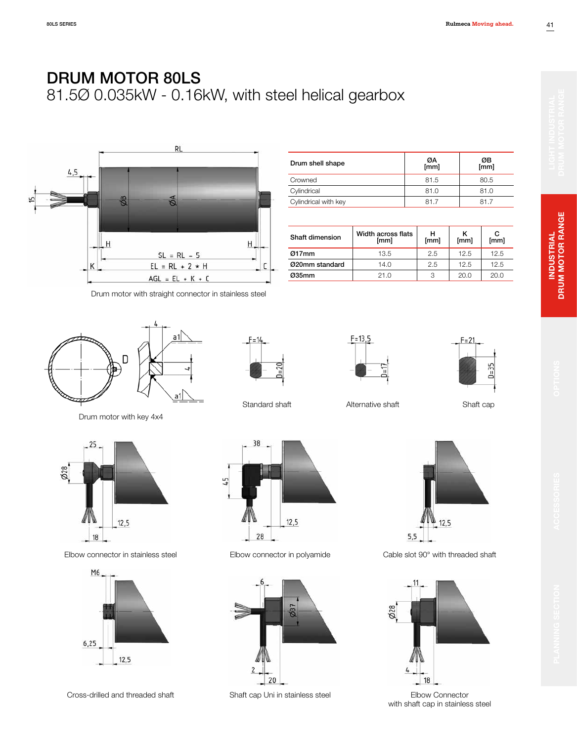# DRUM MOTOR 80LS

81.5Ø 0.035kW - 0.16kW, with steel helical gearbox

Drum motor with straight connector in stainless steel

| Drum shell shape | ØA [mm] | ØB [mm] |
|---|---|---|
| Crowned | 81.5 | 80.5 |
| Cylindrical | 81.0 | 81.0 |
| Cylindrical with key | 81.7 | 81.7 |

| Shaft dimension | Width across flats [mm] | H [mm] | K [mm] | C [mm] |
|---|---|---|---|---|
| Ø17mm | 13.5 | 2.5 | 12.5 | 12.5 |
| Ø20mm standard | 14.0 | 2.5 | 12.5 | 12.5 |
| Ø35mm | 21.0 | 3 | 20.0 | 20.0 |

Drum motor with key 4x4

Standard shaft

Alternative shaft

Shaft cap

Elbow connector in stainless steel

Elbow connector in polyamide

Cable slot 90° with threaded shaft

Cross-drilled and threaded shaft

Shaft cap Uni in stainless steel

Elbow Connector
with shaft cap in stainless steel